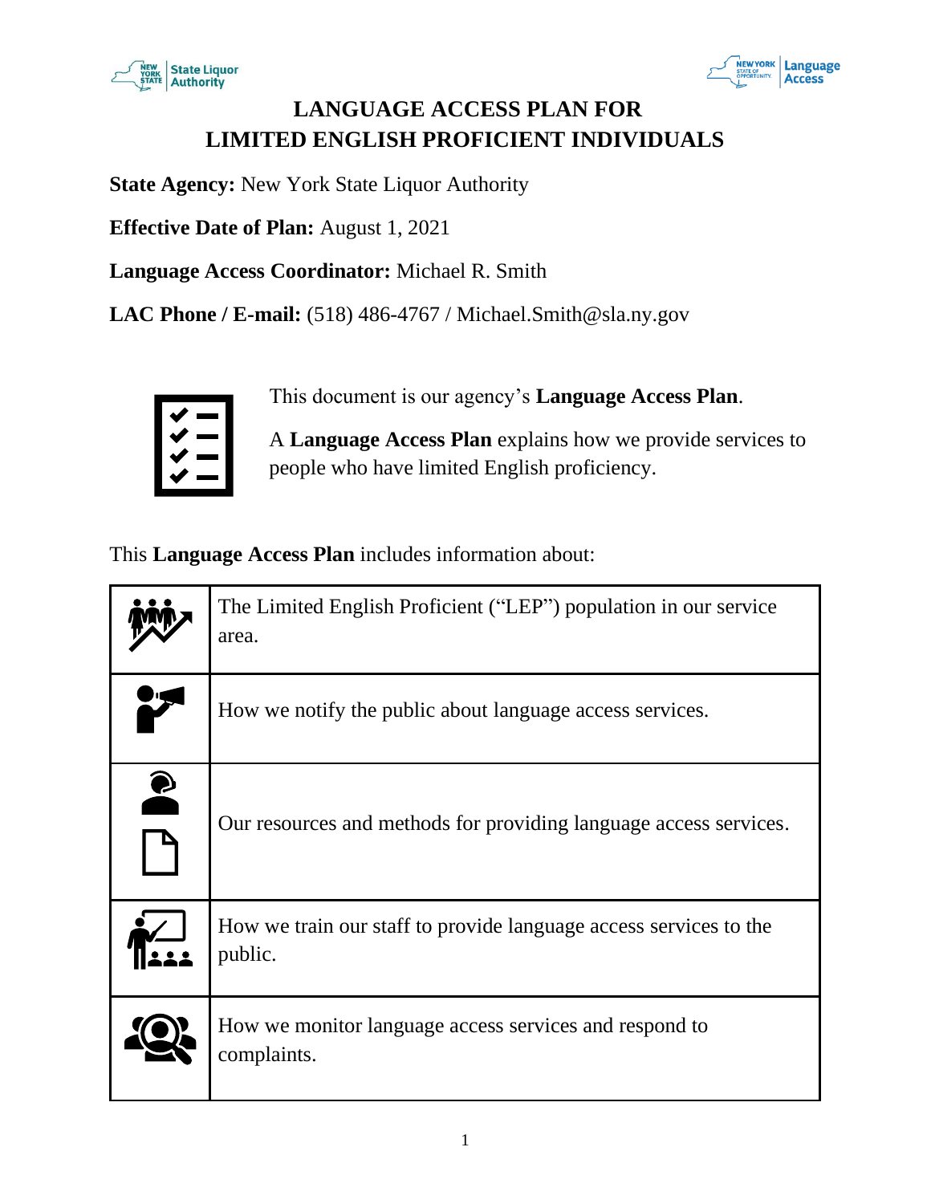# LANGUAGE ACCESS PLAN FOR LIMITED ENGLISH PROFICIENT INDIVIDUALS

**State Agency:** New York State Liquor Authority

**Effective Date of Plan:** August 1, 2021

**Language Access Coordinator:** Michael R. Smith

**LAC Phone / E-mail:** (518) 486-4767 / Michael.Smith@sla.ny.gov

This document is our agency's **Language Access Plan**.

A **Language Access Plan** explains how we provide services to people who have limited English proficiency.

This **Language Access Plan** includes information about:

| | |
|---|---|
| | The Limited English Proficient ("LEP") population in our service area. |
| | How we notify the public about language access services. |
| | Our resources and methods for providing language access services. |
| | How we train our staff to provide language access services to the public. |
| | How we monitor language access services and respond to complaints. |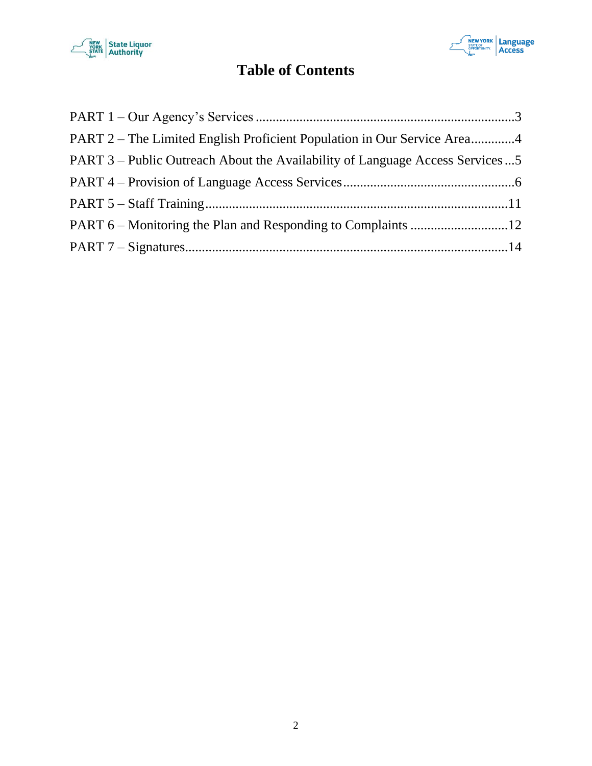# Table of Contents

PART 1 – Our Agency's Services ..........................................................................3

PART 2 – The Limited English Proficient Population in Our Service Area.............4

PART 3 – Public Outreach About the Availability of Language Access Services ...5

PART 4 – Provision of Language Access Services..................................................6

PART 5 – Staff Training........................................................................................11

PART 6 – Monitoring the Plan and Responding to Complaints .............................12

PART 7 – Signatures..............................................................................................14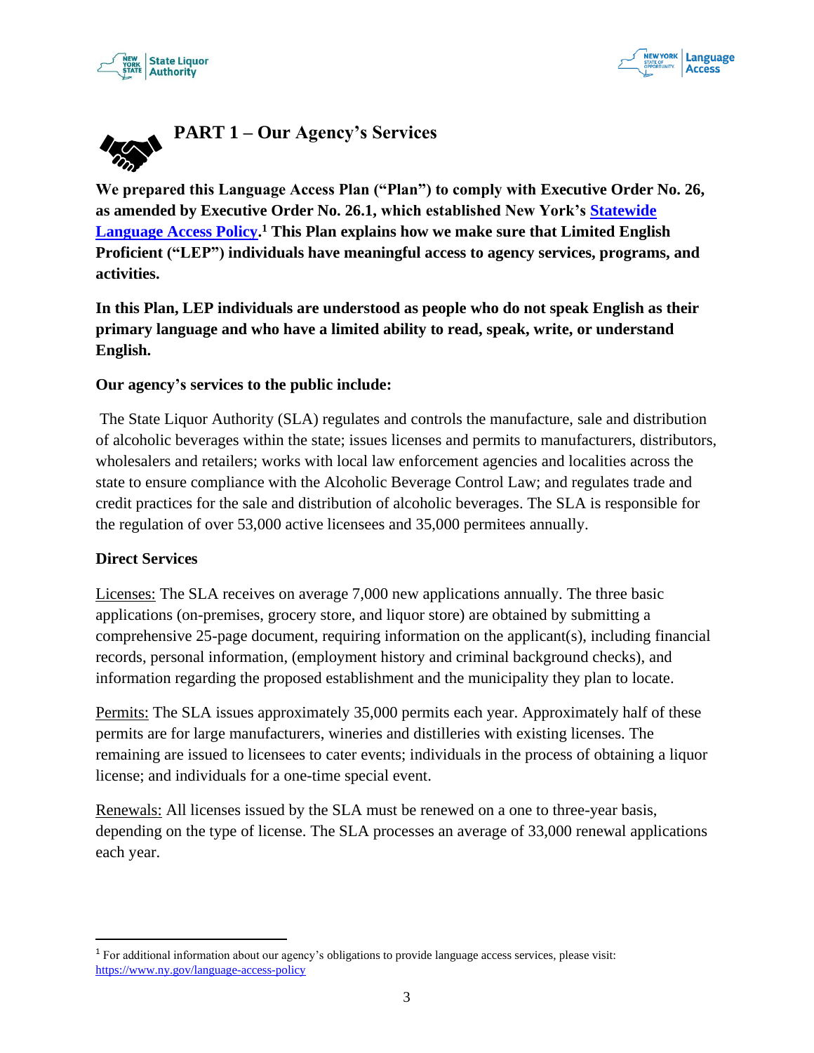# PART 1 – Our Agency's Services

**We prepared this Language Access Plan ("Plan") to comply with Executive Order No. 26, as amended by Executive Order No. 26.1, which established New York's [Statewide Language Access Policy](https://www.ny.gov/language-access-policy).[1] This Plan explains how we make sure that Limited English Proficient ("LEP") individuals have meaningful access to agency services, programs, and activities.**

**In this Plan, LEP individuals are understood as people who do not speak English as their primary language and who have a limited ability to read, speak, write, or understand English.**

**Our agency's services to the public include:**

The State Liquor Authority (SLA) regulates and controls the manufacture, sale and distribution of alcoholic beverages within the state; issues licenses and permits to manufacturers, distributors, wholesalers and retailers; works with local law enforcement agencies and localities across the state to ensure compliance with the Alcoholic Beverage Control Law; and regulates trade and credit practices for the sale and distribution of alcoholic beverages. The SLA is responsible for the regulation of over 53,000 active licensees and 35,000 permitees annually.

**Direct Services**

Licenses: The SLA receives on average 7,000 new applications annually. The three basic applications (on-premises, grocery store, and liquor store) are obtained by submitting a comprehensive 25-page document, requiring information on the applicant(s), including financial records, personal information, (employment history and criminal background checks), and information regarding the proposed establishment and the municipality they plan to locate.

Permits: The SLA issues approximately 35,000 permits each year. Approximately half of these permits are for large manufacturers, wineries and distilleries with existing licenses. The remaining are issued to licensees to cater events; individuals in the process of obtaining a liquor license; and individuals for a one-time special event.

Renewals: All licenses issued by the SLA must be renewed on a one to three-year basis, depending on the type of license. The SLA processes an average of 33,000 renewal applications each year.

---

[1] For additional information about our agency's obligations to provide language access services, please visit: https://www.ny.gov/language-access-policy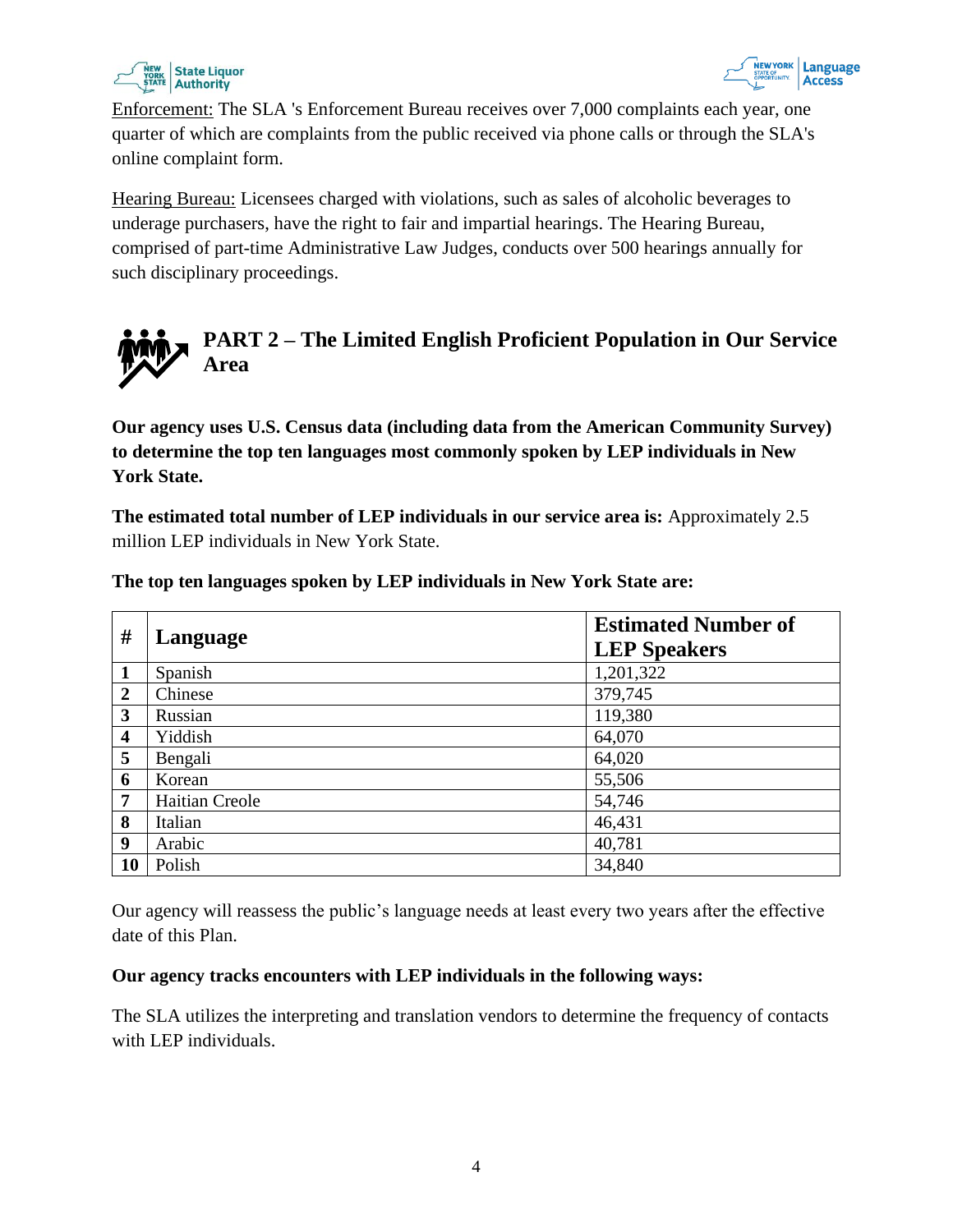Enforcement: The SLA 's Enforcement Bureau receives over 7,000 complaints each year, one quarter of which are complaints from the public received via phone calls or through the SLA's online complaint form.

Hearing Bureau: Licensees charged with violations, such as sales of alcoholic beverages to underage purchasers, have the right to fair and impartial hearings. The Hearing Bureau, comprised of part-time Administrative Law Judges, conducts over 500 hearings annually for such disciplinary proceedings.

## PART 2 – The Limited English Proficient Population in Our Service Area

**Our agency uses U.S. Census data (including data from the American Community Survey) to determine the top ten languages most commonly spoken by LEP individuals in New York State.**

**The estimated total number of LEP individuals in our service area is:** Approximately 2.5 million LEP individuals in New York State.

**The top ten languages spoken by LEP individuals in New York State are:**

| # | Language | Estimated Number of LEP Speakers |
|---|---|---|
| **1** | Spanish | 1,201,322 |
| **2** | Chinese | 379,745 |
| **3** | Russian | 119,380 |
| **4** | Yiddish | 64,070 |
| **5** | Bengali | 64,020 |
| **6** | Korean | 55,506 |
| **7** | Haitian Creole | 54,746 |
| **8** | Italian | 46,431 |
| **9** | Arabic | 40,781 |
| **10** | Polish | 34,840 |

Our agency will reassess the public's language needs at least every two years after the effective date of this Plan.

**Our agency tracks encounters with LEP individuals in the following ways:**

The SLA utilizes the interpreting and translation vendors to determine the frequency of contacts with LEP individuals.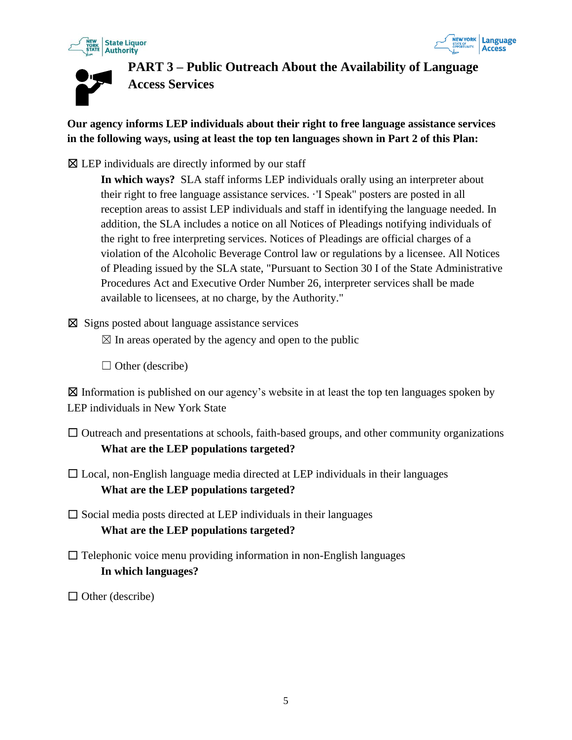# PART 3 – Public Outreach About the Availability of Language Access Services

**Our agency informs LEP individuals about their right to free language assistance services in the following ways, using at least the top ten languages shown in Part 2 of this Plan:**

☒ LEP individuals are directly informed by our staff

> **In which ways?** SLA staff informs LEP individuals orally using an interpreter about their right to free language assistance services. ·'I Speak" posters are posted in all reception areas to assist LEP individuals and staff in identifying the language needed. In addition, the SLA includes a notice on all Notices of Pleadings notifying individuals of the right to free interpreting services. Notices of Pleadings are official charges of a violation of the Alcoholic Beverage Control law or regulations by a licensee. All Notices of Pleading issued by the SLA state, "Pursuant to Section 30 I of the State Administrative Procedures Act and Executive Order Number 26, interpreter services shall be made available to licensees, at no charge, by the Authority."

☒ Signs posted about language assistance services

> ☒ In areas operated by the agency and open to the public
>
> ☐ Other (describe)

☒ Information is published on our agency's website in at least the top ten languages spoken by LEP individuals in New York State

☐ Outreach and presentations at schools, faith-based groups, and other community organizations

> **What are the LEP populations targeted?**

☐ Local, non-English language media directed at LEP individuals in their languages

> **What are the LEP populations targeted?**

☐ Social media posts directed at LEP individuals in their languages

> **What are the LEP populations targeted?**

☐ Telephonic voice menu providing information in non-English languages

> **In which languages?**

☐ Other (describe)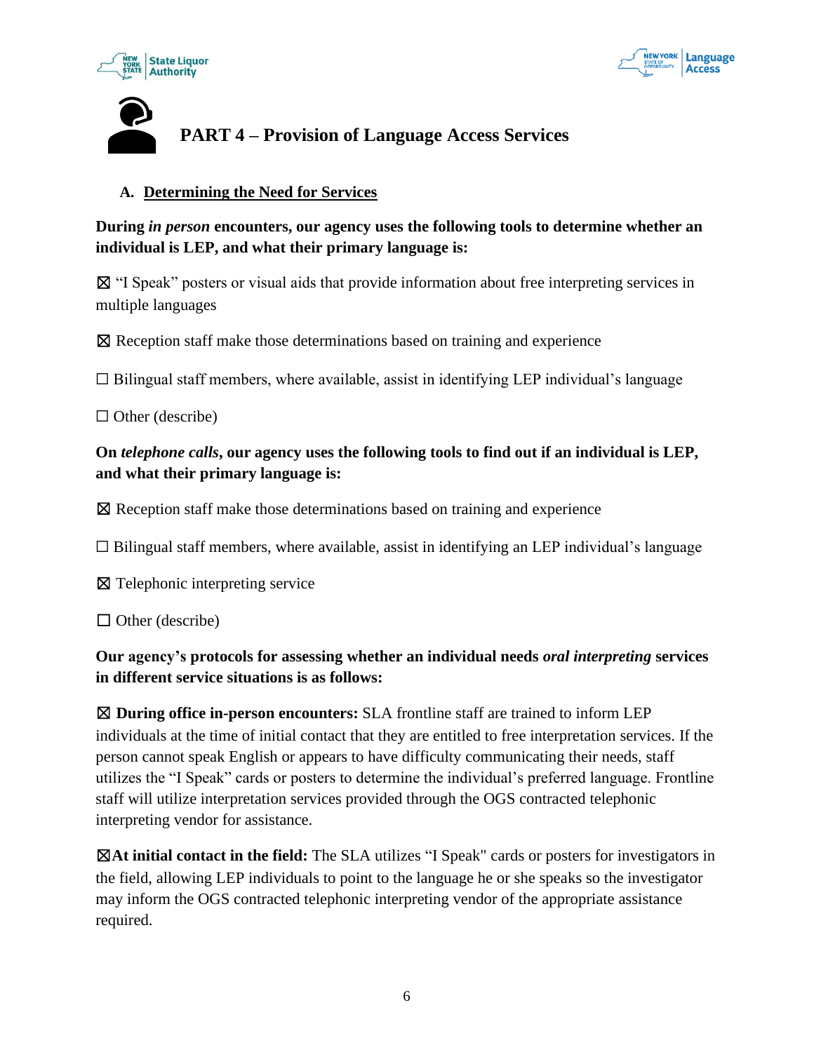# PART 4 – Provision of Language Access Services

## A. Determining the Need for Services

**During *in person* encounters, our agency uses the following tools to determine whether an individual is LEP, and what their primary language is:**

☒ "I Speak" posters or visual aids that provide information about free interpreting services in multiple languages

☒ Reception staff make those determinations based on training and experience

☐ Bilingual staff members, where available, assist in identifying LEP individual's language

☐ Other (describe)

**On *telephone calls*, our agency uses the following tools to find out if an individual is LEP, and what their primary language is:**

☒ Reception staff make those determinations based on training and experience

☐ Bilingual staff members, where available, assist in identifying an LEP individual's language

☒ Telephonic interpreting service

☐ Other (describe)

**Our agency's protocols for assessing whether an individual needs *oral interpreting* services in different service situations is as follows:**

☒ **During office in-person encounters:** SLA frontline staff are trained to inform LEP individuals at the time of initial contact that they are entitled to free interpretation services. If the person cannot speak English or appears to have difficulty communicating their needs, staff utilizes the "I Speak" cards or posters to determine the individual's preferred language. Frontline staff will utilize interpretation services provided through the OGS contracted telephonic interpreting vendor for assistance.

☒**At initial contact in the field:** The SLA utilizes "I Speak" cards or posters for investigators in the field, allowing LEP individuals to point to the language he or she speaks so the investigator may inform the OGS contracted telephonic interpreting vendor of the appropriate assistance required.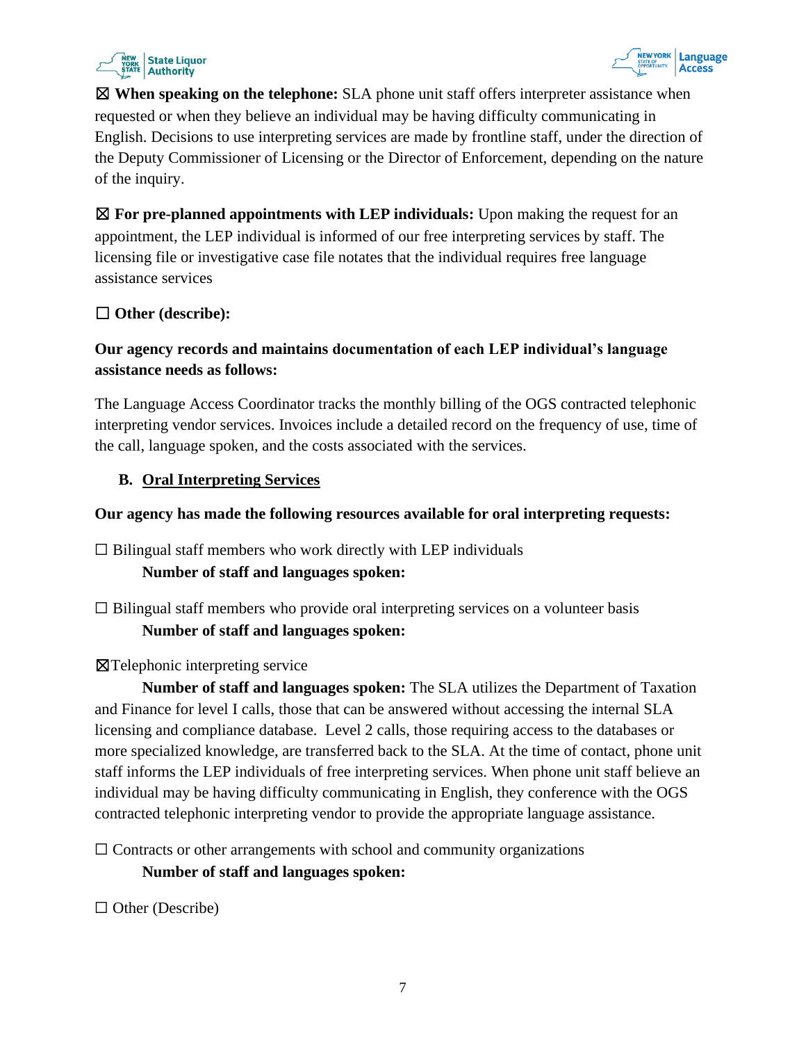☒ **When speaking on the telephone:** SLA phone unit staff offers interpreter assistance when requested or when they believe an individual may be having difficulty communicating in English. Decisions to use interpreting services are made by frontline staff, under the direction of the Deputy Commissioner of Licensing or the Director of Enforcement, depending on the nature of the inquiry.

☒ **For pre-planned appointments with LEP individuals:** Upon making the request for an appointment, the LEP individual is informed of our free interpreting services by staff. The licensing file or investigative case file notates that the individual requires free language assistance services

☐ **Other (describe):**

**Our agency records and maintains documentation of each LEP individual's language assistance needs as follows:**

The Language Access Coordinator tracks the monthly billing of the OGS contracted telephonic interpreting vendor services. Invoices include a detailed record on the frequency of use, time of the call, language spoken, and the costs associated with the services.

## B. Oral Interpreting Services

**Our agency has made the following resources available for oral interpreting requests:**

☐ Bilingual staff members who work directly with LEP individuals
**Number of staff and languages spoken:**

☐ Bilingual staff members who provide oral interpreting services on a volunteer basis
**Number of staff and languages spoken:**

☒Telephonic interpreting service
**Number of staff and languages spoken:** The SLA utilizes the Department of Taxation and Finance for level I calls, those that can be answered without accessing the internal SLA licensing and compliance database. Level 2 calls, those requiring access to the databases or more specialized knowledge, are transferred back to the SLA. At the time of contact, phone unit staff informs the LEP individuals of free interpreting services. When phone unit staff believe an individual may be having difficulty communicating in English, they conference with the OGS contracted telephonic interpreting vendor to provide the appropriate language assistance.

☐ Contracts or other arrangements with school and community organizations
**Number of staff and languages spoken:**

☐ Other (Describe)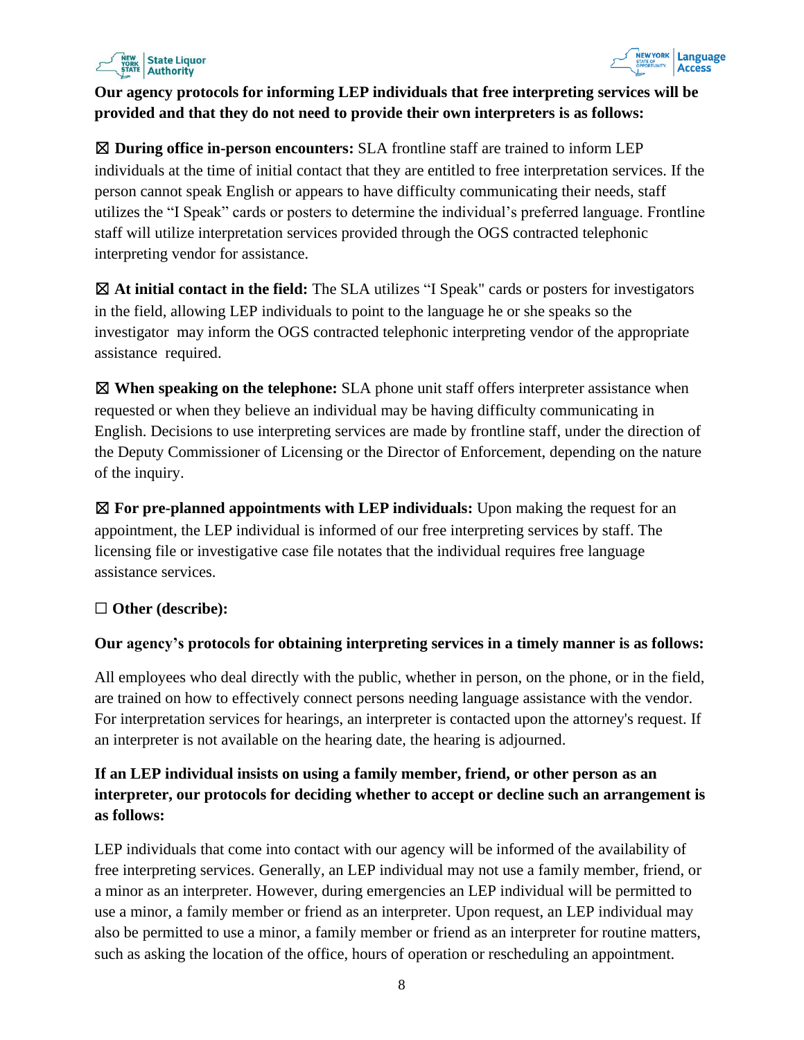**Our agency protocols for informing LEP individuals that free interpreting services will be provided and that they do not need to provide their own interpreters is as follows:**

☒ **During office in-person encounters:** SLA frontline staff are trained to inform LEP individuals at the time of initial contact that they are entitled to free interpretation services. If the person cannot speak English or appears to have difficulty communicating their needs, staff utilizes the "I Speak" cards or posters to determine the individual's preferred language. Frontline staff will utilize interpretation services provided through the OGS contracted telephonic interpreting vendor for assistance.

☒ **At initial contact in the field:** The SLA utilizes "I Speak" cards or posters for investigators in the field, allowing LEP individuals to point to the language he or she speaks so the investigator may inform the OGS contracted telephonic interpreting vendor of the appropriate assistance required.

☒ **When speaking on the telephone:** SLA phone unit staff offers interpreter assistance when requested or when they believe an individual may be having difficulty communicating in English. Decisions to use interpreting services are made by frontline staff, under the direction of the Deputy Commissioner of Licensing or the Director of Enforcement, depending on the nature of the inquiry.

☒ **For pre-planned appointments with LEP individuals:** Upon making the request for an appointment, the LEP individual is informed of our free interpreting services by staff. The licensing file or investigative case file notates that the individual requires free language assistance services.

☐ **Other (describe):**

**Our agency's protocols for obtaining interpreting services in a timely manner is as follows:**

All employees who deal directly with the public, whether in person, on the phone, or in the field, are trained on how to effectively connect persons needing language assistance with the vendor. For interpretation services for hearings, an interpreter is contacted upon the attorney's request. If an interpreter is not available on the hearing date, the hearing is adjourned.

**If an LEP individual insists on using a family member, friend, or other person as an interpreter, our protocols for deciding whether to accept or decline such an arrangement is as follows:**

LEP individuals that come into contact with our agency will be informed of the availability of free interpreting services. Generally, an LEP individual may not use a family member, friend, or a minor as an interpreter. However, during emergencies an LEP individual will be permitted to use a minor, a family member or friend as an interpreter. Upon request, an LEP individual may also be permitted to use a minor, a family member or friend as an interpreter for routine matters, such as asking the location of the office, hours of operation or rescheduling an appointment.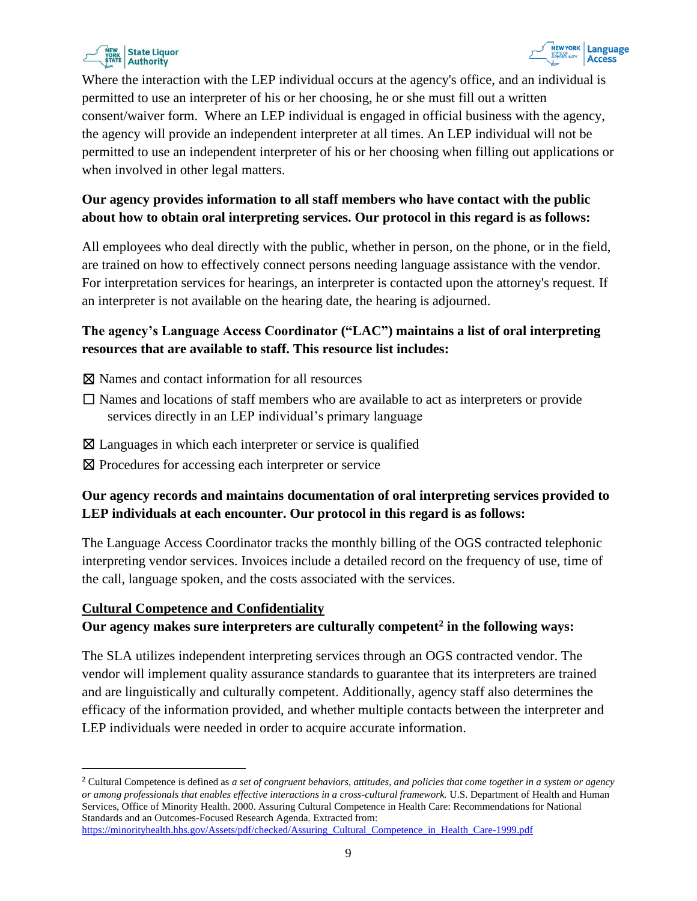Where the interaction with the LEP individual occurs at the agency's office, and an individual is permitted to use an interpreter of his or her choosing, he or she must fill out a written consent/waiver form. Where an LEP individual is engaged in official business with the agency, the agency will provide an independent interpreter at all times. An LEP individual will not be permitted to use an independent interpreter of his or her choosing when filling out applications or when involved in other legal matters.

**Our agency provides information to all staff members who have contact with the public about how to obtain oral interpreting services. Our protocol in this regard is as follows:**

All employees who deal directly with the public, whether in person, on the phone, or in the field, are trained on how to effectively connect persons needing language assistance with the vendor. For interpretation services for hearings, an interpreter is contacted upon the attorney's request. If an interpreter is not available on the hearing date, the hearing is adjourned.

**The agency's Language Access Coordinator ("LAC") maintains a list of oral interpreting resources that are available to staff. This resource list includes:**

☒ Names and contact information for all resources

☐ Names and locations of staff members who are available to act as interpreters or provide services directly in an LEP individual's primary language

☒ Languages in which each interpreter or service is qualified

☒ Procedures for accessing each interpreter or service

**Our agency records and maintains documentation of oral interpreting services provided to LEP individuals at each encounter. Our protocol in this regard is as follows:**

The Language Access Coordinator tracks the monthly billing of the OGS contracted telephonic interpreting vendor services. Invoices include a detailed record on the frequency of use, time of the call, language spoken, and the costs associated with the services.

## Cultural Competence and Confidentiality

**Our agency makes sure interpreters are culturally competent[2] in the following ways:**

The SLA utilizes independent interpreting services through an OGS contracted vendor. The vendor will implement quality assurance standards to guarantee that its interpreters are trained and are linguistically and culturally competent. Additionally, agency staff also determines the efficacy of the information provided, and whether multiple contacts between the interpreter and LEP individuals were needed in order to acquire accurate information.

---

[2] Cultural Competence is defined as *a set of congruent behaviors, attitudes, and policies that come together in a system or agency or among professionals that enables effective interactions in a cross-cultural framework.* U.S. Department of Health and Human Services, Office of Minority Health. 2000. Assuring Cultural Competence in Health Care: Recommendations for National Standards and an Outcomes-Focused Research Agenda. Extracted from: https://minorityhealth.hhs.gov/Assets/pdf/checked/Assuring_Cultural_Competence_in_Health_Care-1999.pdf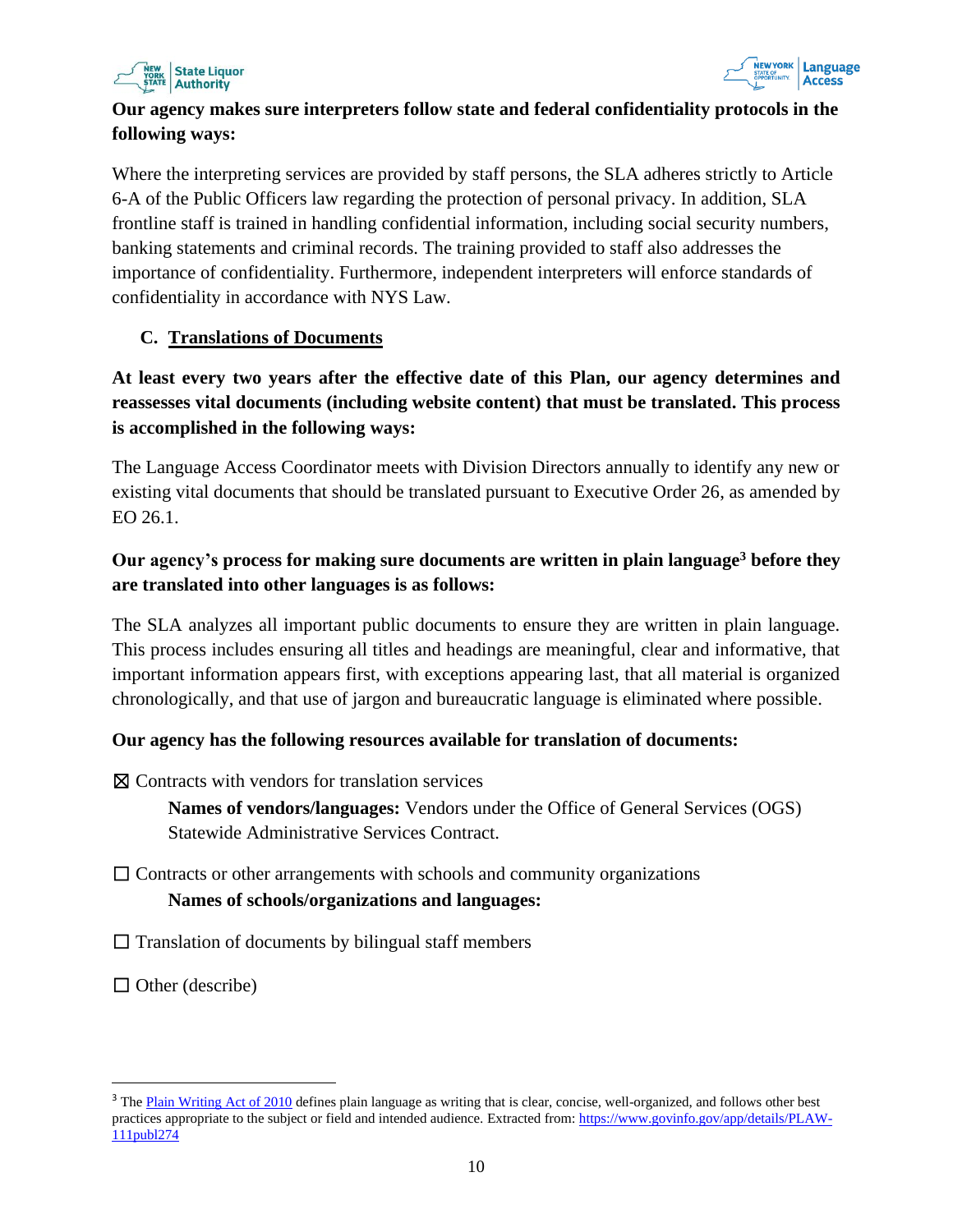**Our agency makes sure interpreters follow state and federal confidentiality protocols in the following ways:**

Where the interpreting services are provided by staff persons, the SLA adheres strictly to Article 6-A of the Public Officers law regarding the protection of personal privacy. In addition, SLA frontline staff is trained in handling confidential information, including social security numbers, banking statements and criminal records. The training provided to staff also addresses the importance of confidentiality. Furthermore, independent interpreters will enforce standards of confidentiality in accordance with NYS Law.

## C. Translations of Documents

**At least every two years after the effective date of this Plan, our agency determines and reassesses vital documents (including website content) that must be translated. This process is accomplished in the following ways:**

The Language Access Coordinator meets with Division Directors annually to identify any new or existing vital documents that should be translated pursuant to Executive Order 26, as amended by EO 26.1.

**Our agency's process for making sure documents are written in plain language[3] before they are translated into other languages is as follows:**

The SLA analyzes all important public documents to ensure they are written in plain language. This process includes ensuring all titles and headings are meaningful, clear and informative, that important information appears first, with exceptions appearing last, that all material is organized chronologically, and that use of jargon and bureaucratic language is eliminated where possible.

**Our agency has the following resources available for translation of documents:**

☒ Contracts with vendors for translation services

**Names of vendors/languages:** Vendors under the Office of General Services (OGS) Statewide Administrative Services Contract.

☐ Contracts or other arrangements with schools and community organizations

**Names of schools/organizations and languages:**

☐ Translation of documents by bilingual staff members

☐ Other (describe)

---

[3] The Plain Writing Act of 2010 defines plain language as writing that is clear, concise, well-organized, and follows other best practices appropriate to the subject or field and intended audience. Extracted from: https://www.govinfo.gov/app/details/PLAW-111publ274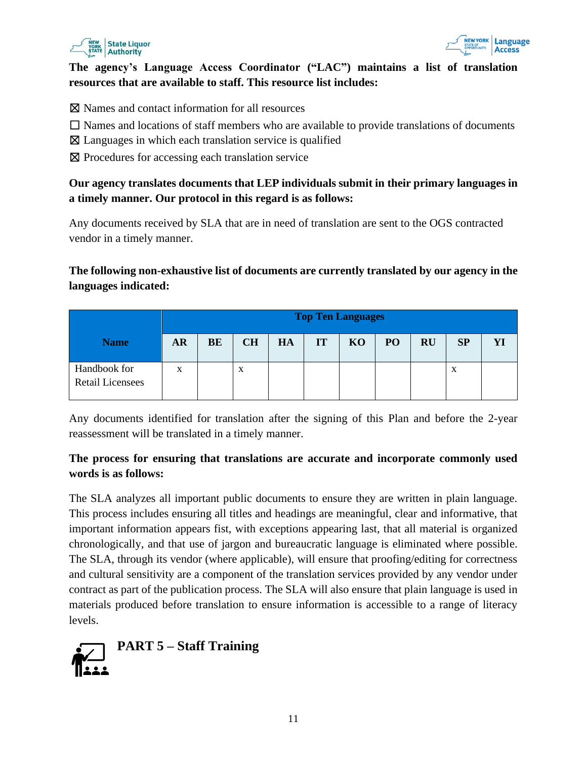**The agency's Language Access Coordinator ("LAC") maintains a list of translation resources that are available to staff. This resource list includes:**

☒ Names and contact information for all resources

☐ Names and locations of staff members who are available to provide translations of documents

☒ Languages in which each translation service is qualified

☒ Procedures for accessing each translation service

**Our agency translates documents that LEP individuals submit in their primary languages in a timely manner. Our protocol in this regard is as follows:**

Any documents received by SLA that are in need of translation are sent to the OGS contracted vendor in a timely manner.

**The following non-exhaustive list of documents are currently translated by our agency in the languages indicated:**

| Name | Top Ten Languages | | | | | | | | | |
|---|---|---|---|---|---|---|---|---|---|---|
| | AR | BE | CH | HA | IT | KO | PO | RU | SP | YI |
| Handbook for Retail Licensees | x | | x | | | | | | x | |

Any documents identified for translation after the signing of this Plan and before the 2-year reassessment will be translated in a timely manner.

**The process for ensuring that translations are accurate and incorporate commonly used words is as follows:**

The SLA analyzes all important public documents to ensure they are written in plain language. This process includes ensuring all titles and headings are meaningful, clear and informative, that important information appears fist, with exceptions appearing last, that all material is organized chronologically, and that use of jargon and bureaucratic language is eliminated where possible. The SLA, through its vendor (where applicable), will ensure that proofing/editing for correctness and cultural sensitivity are a component of the translation services provided by any vendor under contract as part of the publication process. The SLA will also ensure that plain language is used in materials produced before translation to ensure information is accessible to a range of literacy levels.

## PART 5 – Staff Training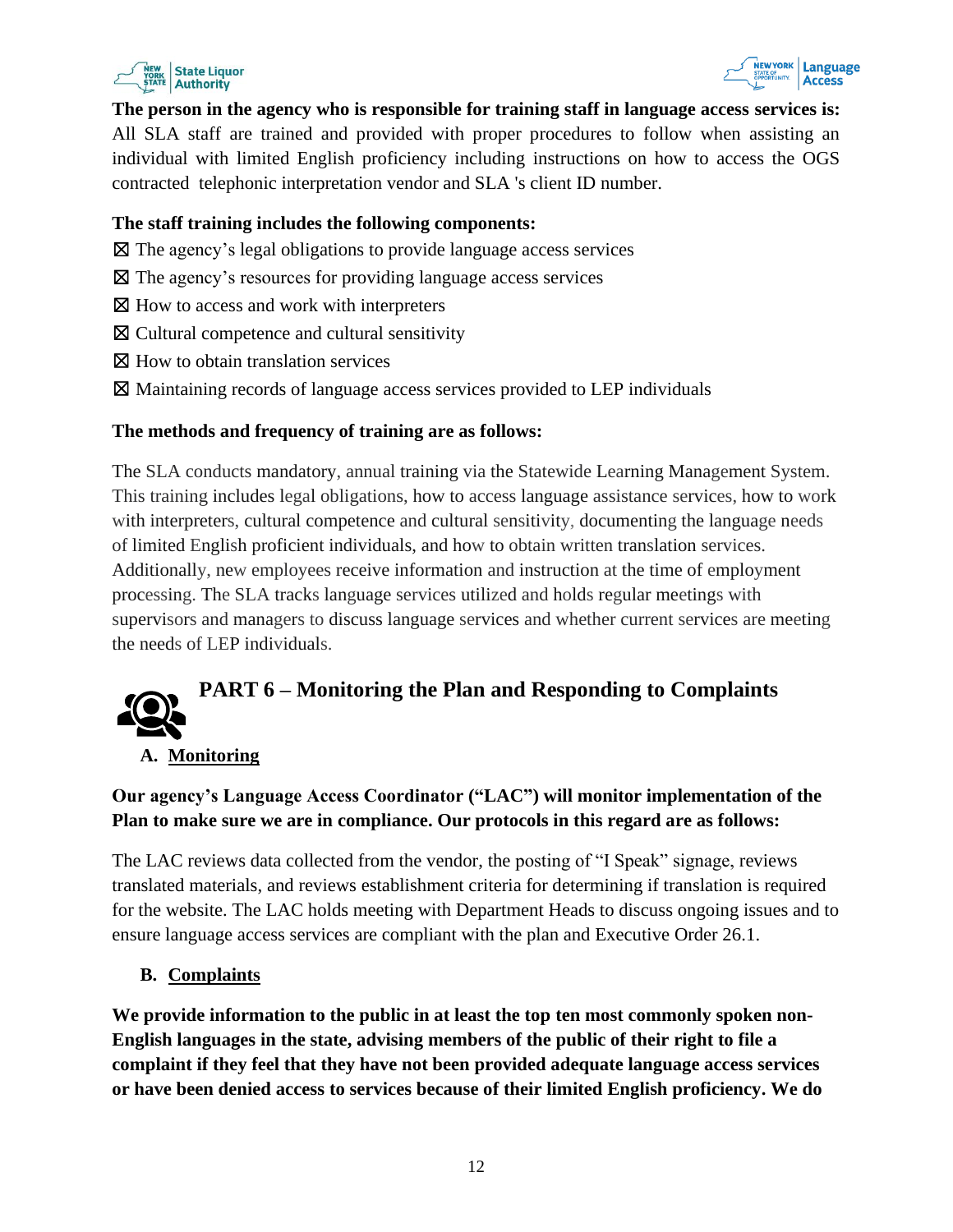**The person in the agency who is responsible for training staff in language access services is:** All SLA staff are trained and provided with proper procedures to follow when assisting an individual with limited English proficiency including instructions on how to access the OGS contracted telephonic interpretation vendor and SLA 's client ID number.

**The staff training includes the following components:**

☒ The agency's legal obligations to provide language access services

☒ The agency's resources for providing language access services

☒ How to access and work with interpreters

☒ Cultural competence and cultural sensitivity

☒ How to obtain translation services

☒ Maintaining records of language access services provided to LEP individuals

**The methods and frequency of training are as follows:**

The SLA conducts mandatory, annual training via the Statewide Learning Management System. This training includes legal obligations, how to access language assistance services, how to work with interpreters, cultural competence and cultural sensitivity, documenting the language needs of limited English proficient individuals, and how to obtain written translation services. Additionally, new employees receive information and instruction at the time of employment processing. The SLA tracks language services utilized and holds regular meetings with supervisors and managers to discuss language services and whether current services are meeting the needs of LEP individuals.

# PART 6 – Monitoring the Plan and Responding to Complaints

## A. Monitoring

**Our agency's Language Access Coordinator ("LAC") will monitor implementation of the Plan to make sure we are in compliance. Our protocols in this regard are as follows:**

The LAC reviews data collected from the vendor, the posting of "I Speak" signage, reviews translated materials, and reviews establishment criteria for determining if translation is required for the website. The LAC holds meeting with Department Heads to discuss ongoing issues and to ensure language access services are compliant with the plan and Executive Order 26.1.

## B. Complaints

**We provide information to the public in at least the top ten most commonly spoken non-English languages in the state, advising members of the public of their right to file a complaint if they feel that they have not been provided adequate language access services or have been denied access to services because of their limited English proficiency. We do**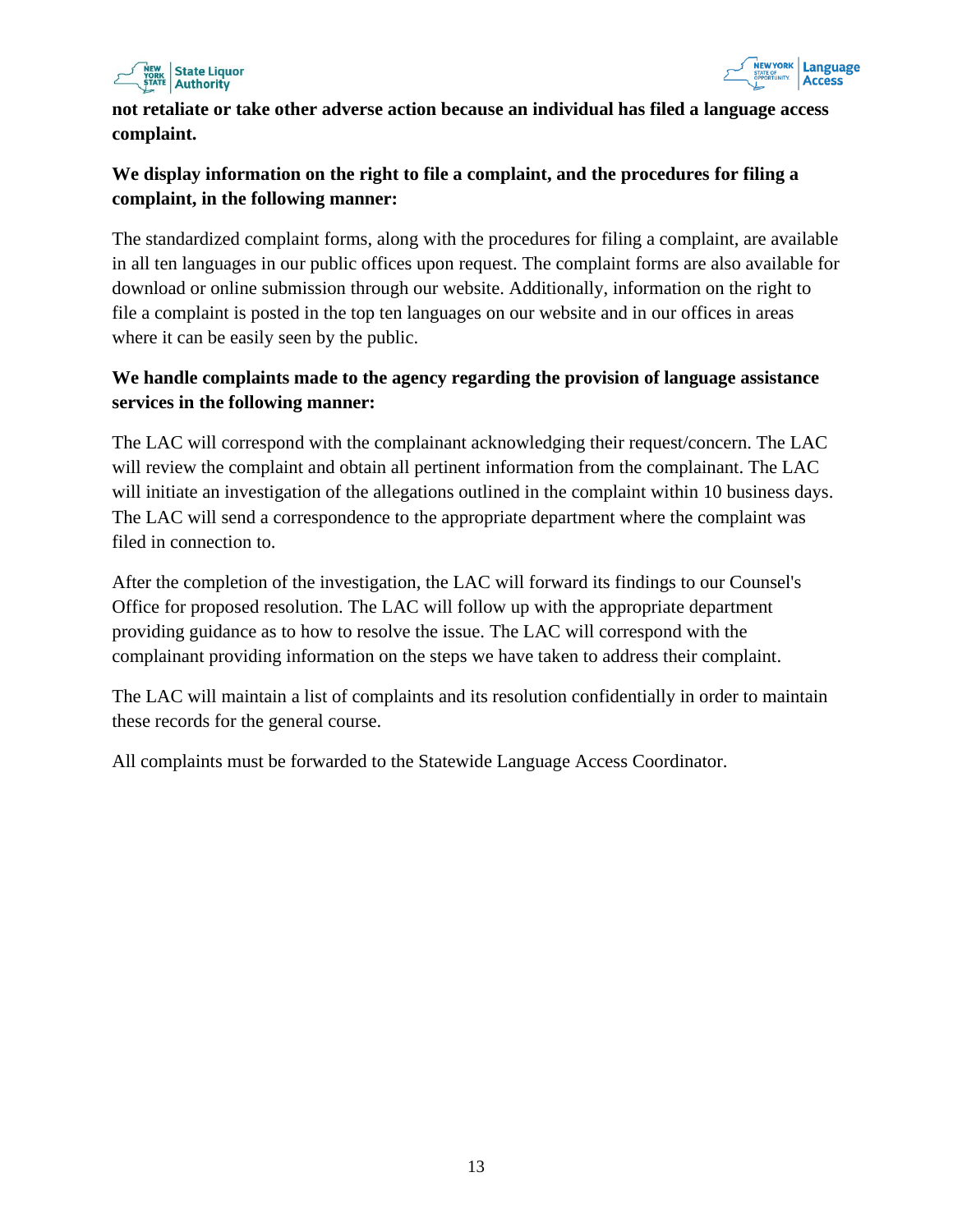**not retaliate or take other adverse action because an individual has filed a language access complaint.**

**We display information on the right to file a complaint, and the procedures for filing a complaint, in the following manner:**

The standardized complaint forms, along with the procedures for filing a complaint, are available in all ten languages in our public offices upon request. The complaint forms are also available for download or online submission through our website. Additionally, information on the right to file a complaint is posted in the top ten languages on our website and in our offices in areas where it can be easily seen by the public.

**We handle complaints made to the agency regarding the provision of language assistance services in the following manner:**

The LAC will correspond with the complainant acknowledging their request/concern. The LAC will review the complaint and obtain all pertinent information from the complainant. The LAC will initiate an investigation of the allegations outlined in the complaint within 10 business days. The LAC will send a correspondence to the appropriate department where the complaint was filed in connection to.

After the completion of the investigation, the LAC will forward its findings to our Counsel's Office for proposed resolution. The LAC will follow up with the appropriate department providing guidance as to how to resolve the issue. The LAC will correspond with the complainant providing information on the steps we have taken to address their complaint.

The LAC will maintain a list of complaints and its resolution confidentially in order to maintain these records for the general course.

All complaints must be forwarded to the Statewide Language Access Coordinator.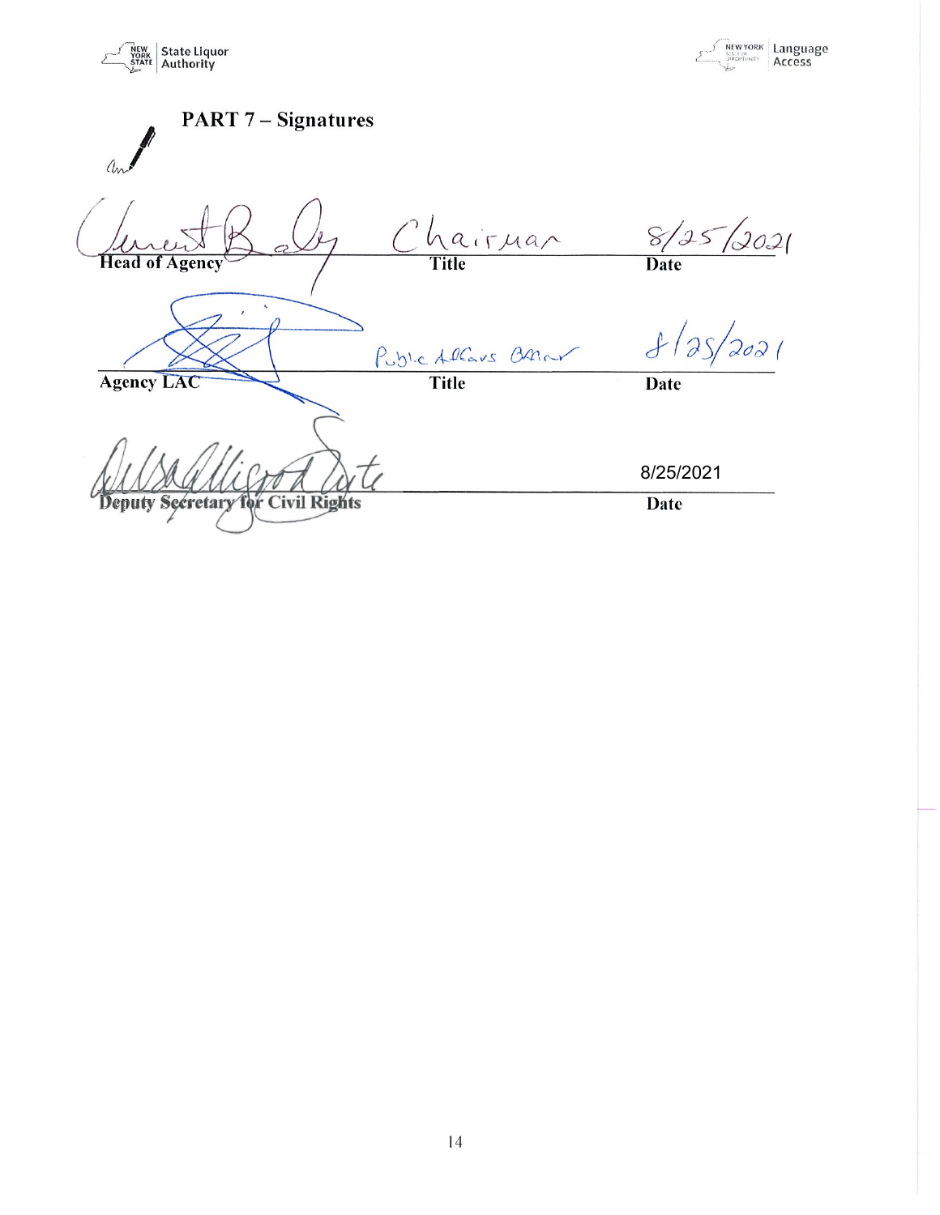## PART 7 – Signatures

Chairman 8/25/2021

Head of Agency — Title — Date

Public Affairs Officer 8/25/2021

Agency LAC — Title — Date

8/25/2021

Deputy Secretary for Civil Rights — Date